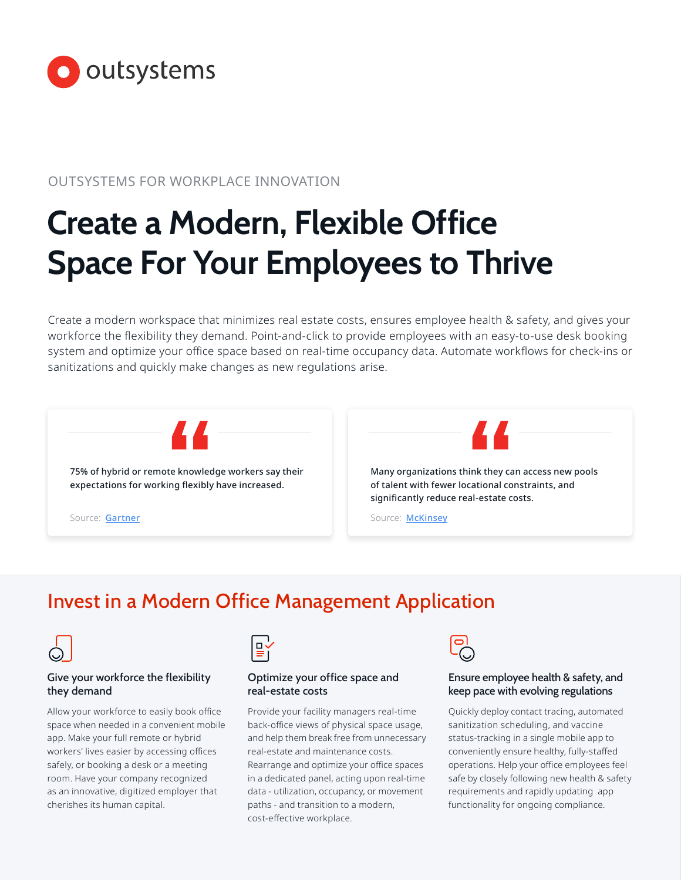outsystems

OUTSYSTEMS FOR WORKPLACE INNOVATION

# Create a Modern, Flexible Office Space For Your Employees to Thrive

Create a modern workspace that minimizes real estate costs, ensures employee health & safety, and gives your workforce the flexibility they demand. Point-and-click to provide employees with an easy-to-use desk booking system and optimize your office space based on real-time occupancy data. Automate workflows for check-ins or sanitizations and quickly make changes as new regulations arise.

> 75% of hybrid or remote knowledge workers say their expectations for working flexibly have increased.
>
> Source: Gartner

> Many organizations think they can access new pools of talent with fewer locational constraints, and significantly reduce real-estate costs.
>
> Source: McKinsey

## Invest in a Modern Office Management Application

### Give your workforce the flexibility they demand

Allow your workforce to easily book office space when needed in a convenient mobile app. Make your full remote or hybrid workers' lives easier by accessing offices safely, or booking a desk or a meeting room. Have your company recognized as an innovative, digitized employer that cherishes its human capital.

### Optimize your office space and real-estate costs

Provide your facility managers real-time back-office views of physical space usage, and help them break free from unnecessary real-estate and maintenance costs. Rearrange and optimize your office spaces in a dedicated panel, acting upon real-time data - utilization, occupancy, or movement paths - and transition to a modern, cost-effective workplace.

### Ensure employee health & safety, and keep pace with evolving regulations

Quickly deploy contact tracing, automated sanitization scheduling, and vaccine status-tracking in a single mobile app to conveniently ensure healthy, fully-staffed operations. Help your office employees feel safe by closely following new health & safety requirements and rapidly updating app functionality for ongoing compliance.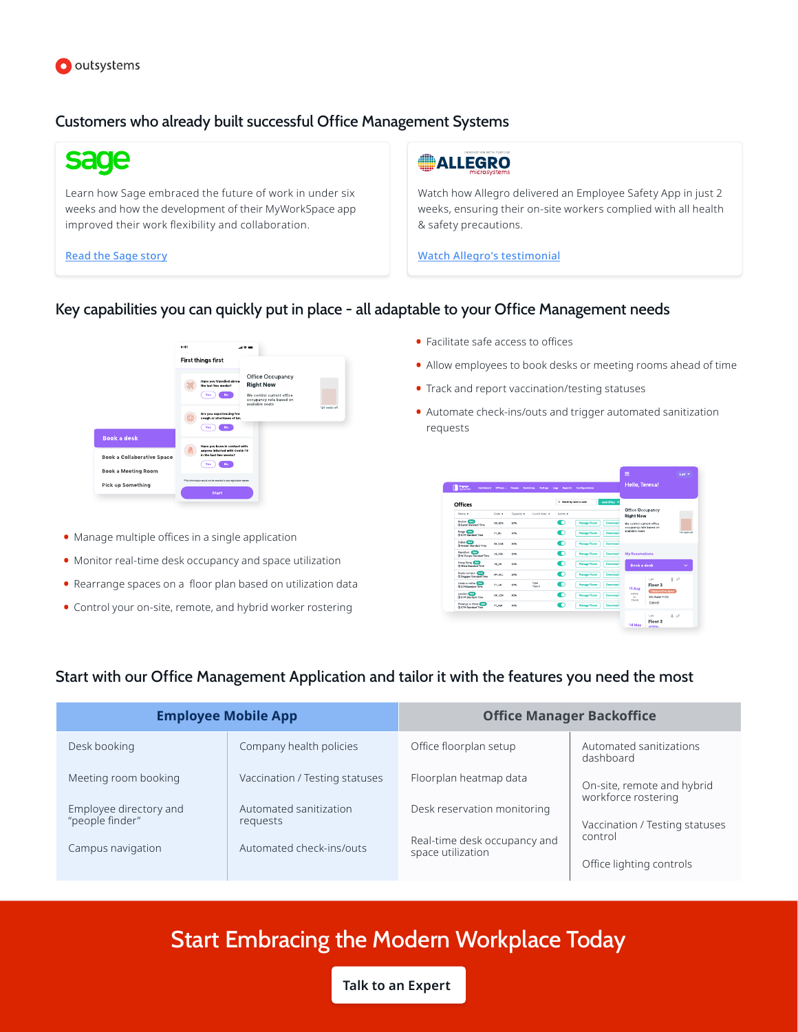## Customers who already built successful Office Management Systems

**sage**

Learn how Sage embraced the future of work in under six weeks and how the development of their MyWorkSpace app improved their work flexibility and collaboration.

Read the Sage story

**ALLEGRO microsystems**

Watch how Allegro delivered an Employee Safety App in just 2 weeks, ensuring their on-site workers complied with all health & safety precautions.

Watch Allegro's testimonial

## Key capabilities you can quickly put in place - all adaptable to your Office Management needs

- Facilitate safe access to offices
- Allow employees to book desks or meeting rooms ahead of time
- Track and report vaccination/testing statuses
- Automate check-ins/outs and trigger automated sanitization requests

- Manage multiple offices in a single application
- Monitor real-time desk occupancy and space utilization
- Rearrange spaces on a floor plan based on utilization data
- Control your on-site, remote, and hybrid worker rostering

## Start with our Office Management Application and tailor it with the features you need the most

| Employee Mobile App | | Office Manager Backoffice | |
|---|---|---|---|
| Desk booking | Company health policies | Office floorplan setup | Automated sanitizations dashboard |
| Meeting room booking | Vaccination / Testing statuses | Floorplan heatmap data | On-site, remote and hybrid workforce rostering |
| Employee directory and "people finder" | Automated sanitization requests | Desk reservation monitoring | Vaccination / Testing statuses control |
| Campus navigation | Automated check-ins/outs | Real-time desk occupancy and space utilization | Office lighting controls |

## Start Embracing the Modern Workplace Today

Talk to an Expert